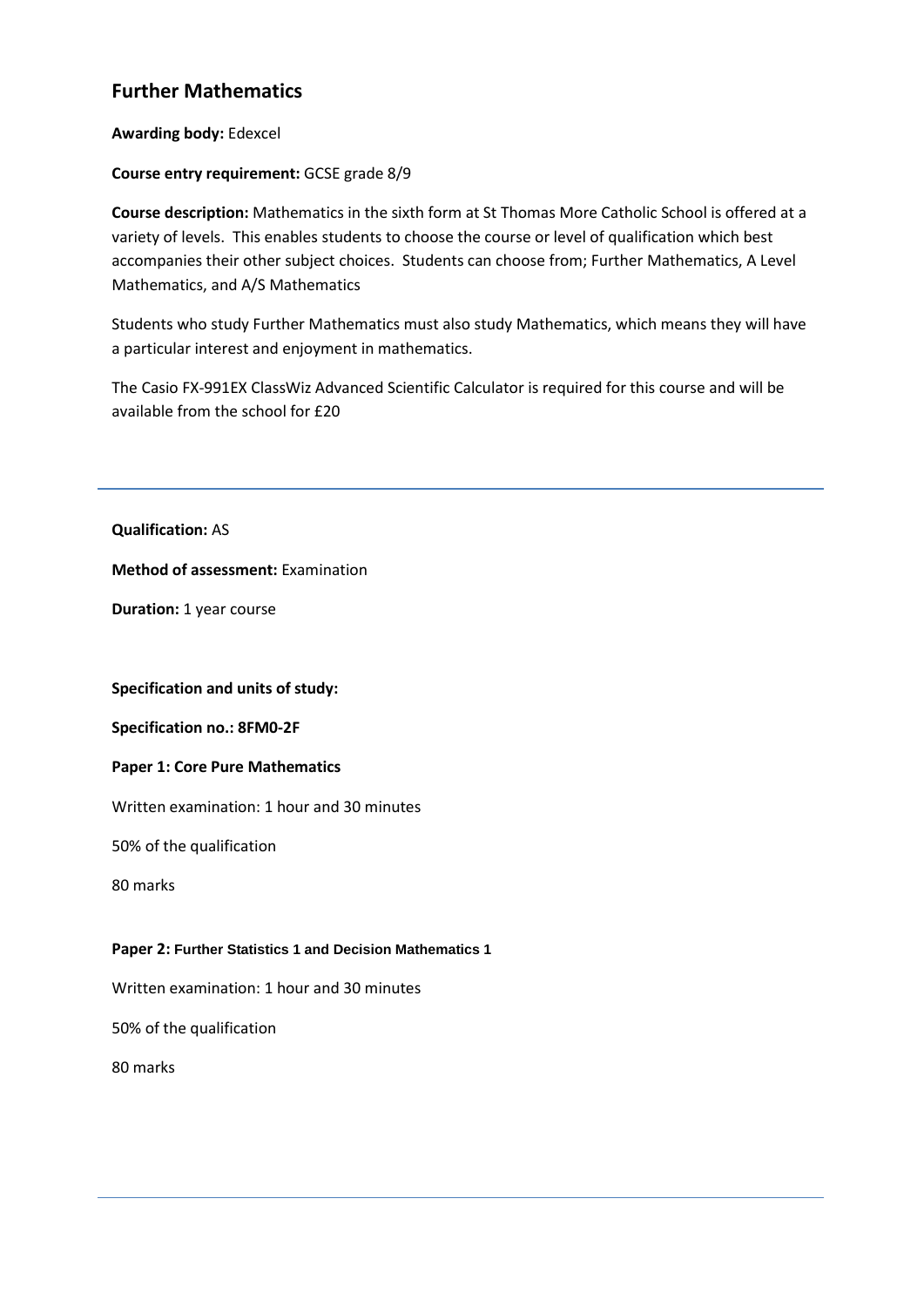## Further Mathematics

**Awarding body:** Edexcel

**Course entry requirement:** GCSE grade 8/9

**Course description:** Mathematics in the sixth form at St Thomas More Catholic School is offered at a variety of levels. This enables students to choose the course or level of qualification which best accompanies their other subject choices. Students can choose from; Further Mathematics, A Level Mathematics, and A/S Mathematics

Students who study Further Mathematics must also study Mathematics, which means they will have a particular interest and enjoyment in mathematics.

The Casio FX-991EX ClassWiz Advanced Scientific Calculator is required for this course and will be available from the school for £20

---

**Qualification:** AS

**Method of assessment:** Examination

**Duration:** 1 year course

**Specification and units of study:**

**Specification no.: 8FM0-2F**

**Paper 1: Core Pure Mathematics**

Written examination: 1 hour and 30 minutes

50% of the qualification

80 marks

**Paper 2: Further Statistics 1 and Decision Mathematics 1**

Written examination: 1 hour and 30 minutes

50% of the qualification

80 marks

---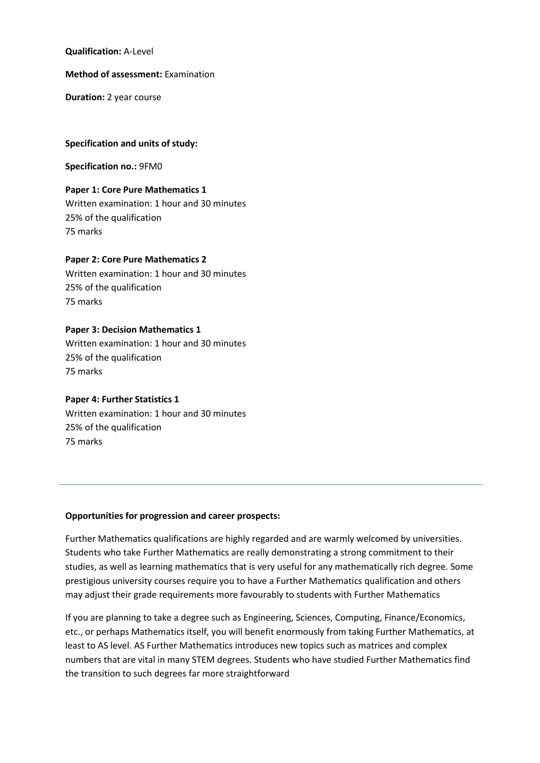**Qualification:** A-Level

**Method of assessment:** Examination

**Duration:** 2 year course

**Specification and units of study:**

**Specification no.:** 9FM0

**Paper 1: Core Pure Mathematics 1**
Written examination: 1 hour and 30 minutes
25% of the qualification
75 marks

**Paper 2: Core Pure Mathematics 2**
Written examination: 1 hour and 30 minutes
25% of the qualification
75 marks

**Paper 3: Decision Mathematics 1**
Written examination: 1 hour and 30 minutes
25% of the qualification
75 marks

**Paper 4: Further Statistics 1**
Written examination: 1 hour and 30 minutes
25% of the qualification
75 marks

---

**Opportunities for progression and career prospects:**

Further Mathematics qualifications are highly regarded and are warmly welcomed by universities. Students who take Further Mathematics are really demonstrating a strong commitment to their studies, as well as learning mathematics that is very useful for any mathematically rich degree. Some prestigious university courses require you to have a Further Mathematics qualification and others may adjust their grade requirements more favourably to students with Further Mathematics

If you are planning to take a degree such as Engineering, Sciences, Computing, Finance/Economics, etc., or perhaps Mathematics itself, you will benefit enormously from taking Further Mathematics, at least to AS level. AS Further Mathematics introduces new topics such as matrices and complex numbers that are vital in many STEM degrees. Students who have studied Further Mathematics find the transition to such degrees far more straightforward